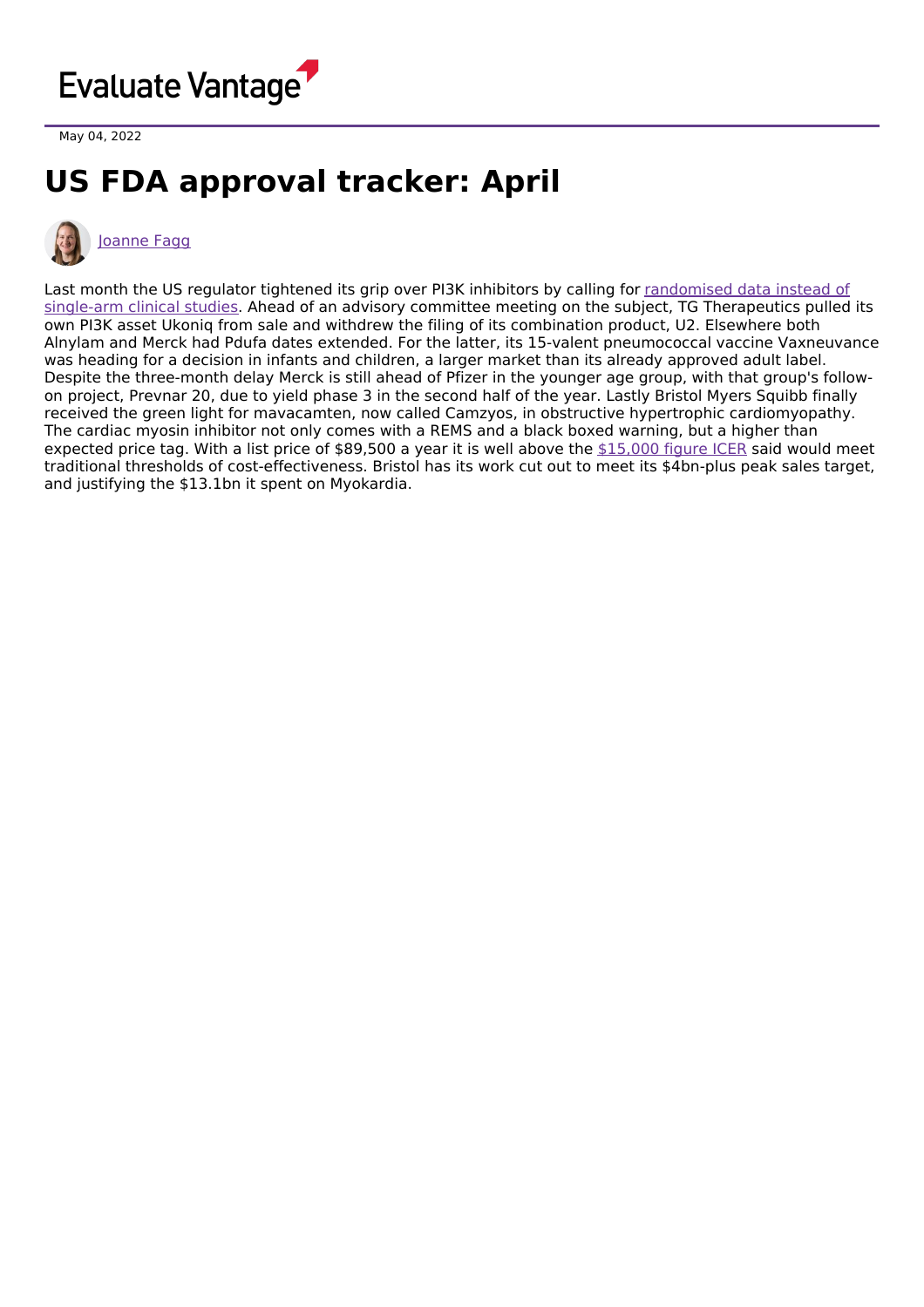Evaluate Vantage

May 04, 2022

# US FDA approval tracker: April

[Joanne Fagg](#)

Last month the US regulator tightened its grip over PI3K inhibitors by calling for [randomised data instead of single-arm clinical studies](#). Ahead of an advisory committee meeting on the subject, TG Therapeutics pulled its own PI3K asset Ukoniq from sale and withdrew the filing of its combination product, U2. Elsewhere both Alnylam and Merck had Pdufa dates extended. For the latter, its 15-valent pneumococcal vaccine Vaxneuvance was heading for a decision in infants and children, a larger market than its already approved adult label. Despite the three-month delay Merck is still ahead of Pfizer in the younger age group, with that group's follow-on project, Prevnar 20, due to yield phase 3 in the second half of the year. Lastly Bristol Myers Squibb finally received the green light for mavacamten, now called Camzyos, in obstructive hypertrophic cardiomyopathy. The cardiac myosin inhibitor not only comes with a REMS and a black boxed warning, but a higher than expected price tag. With a list price of $89,500 a year it is well above the [$15,000 figure ICER](#) said would meet traditional thresholds of cost-effectiveness. Bristol has its work cut out to meet its $4bn-plus peak sales target, and justifying the $13.1bn it spent on Myokardia.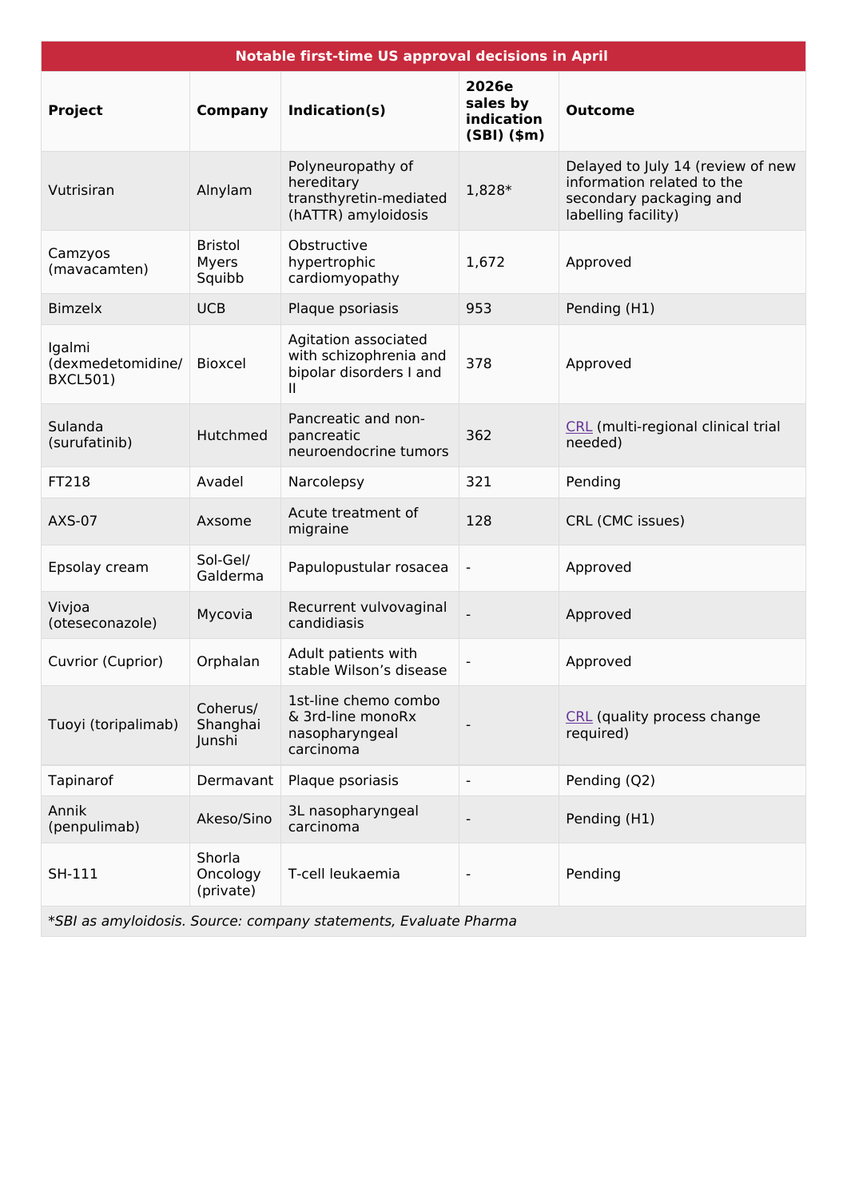| Notable first-time US approval decisions in April | | | | |
|---|---|---|---|---|
| **Project** | **Company** | **Indication(s)** | **2026e sales by indication (SBI) ($m)** | **Outcome** |
| Vutrisiran | Alnylam | Polyneuropathy of hereditary transthyretin-mediated (hATTR) amyloidosis | 1,828* | Delayed to July 14 (review of new information related to the secondary packaging and labelling facility) |
| Camzyos (mavacamten) | Bristol Myers Squibb | Obstructive hypertrophic cardiomyopathy | 1,672 | Approved |
| Bimzelx | UCB | Plaque psoriasis | 953 | Pending (H1) |
| Igalmi (dexmedetomidine/ BXCL501) | Bioxcel | Agitation associated with schizophrenia and bipolar disorders I and II | 378 | Approved |
| Sulanda (surufatinib) | Hutchmed | Pancreatic and non-pancreatic neuroendocrine tumors | 362 | CRL (multi-regional clinical trial needed) |
| FT218 | Avadel | Narcolepsy | 321 | Pending |
| AXS-07 | Axsome | Acute treatment of migraine | 128 | CRL (CMC issues) |
| Epsolay cream | Sol-Gel/ Galderma | Papulopustular rosacea | - | Approved |
| Vivjoa (oteseconazole) | Mycovia | Recurrent vulvovaginal candidiasis | - | Approved |
| Cuvrior (Cuprior) | Orphalan | Adult patients with stable Wilson's disease | - | Approved |
| Tuoyi (toripalimab) | Coherus/ Shanghai Junshi | 1st-line chemo combo & 3rd-line monoRx nasopharyngeal carcinoma | - | CRL (quality process change required) |
| Tapinarof | Dermavant | Plaque psoriasis | - | Pending (Q2) |
| Annik (penpulimab) | Akeso/Sino | 3L nasopharyngeal carcinoma | - | Pending (H1) |
| SH-111 | Shorla Oncology (private) | T-cell leukaemia | - | Pending |

*\*SBI as amyloidosis. Source: company statements, Evaluate Pharma*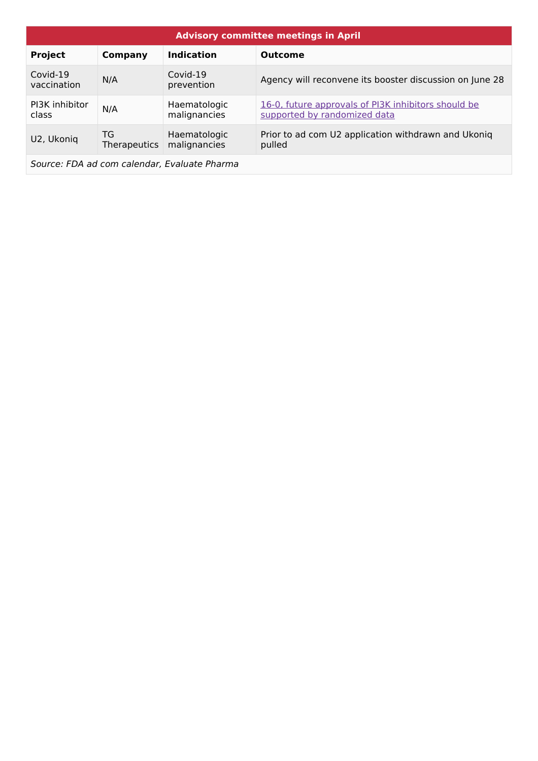| Advisory committee meetings in April | | | |
|---|---|---|---|
| **Project** | **Company** | **Indication** | **Outcome** |
| Covid-19 vaccination | N/A | Covid-19 prevention | Agency will reconvene its booster discussion on June 28 |
| PI3K inhibitor class | N/A | Haematologic malignancies | 16-0, future approvals of PI3K inhibitors should be supported by randomized data |
| U2, Ukoniq | TG Therapeutics | Haematologic malignancies | Prior to ad com U2 application withdrawn and Ukoniq pulled |

*Source: FDA ad com calendar, Evaluate Pharma*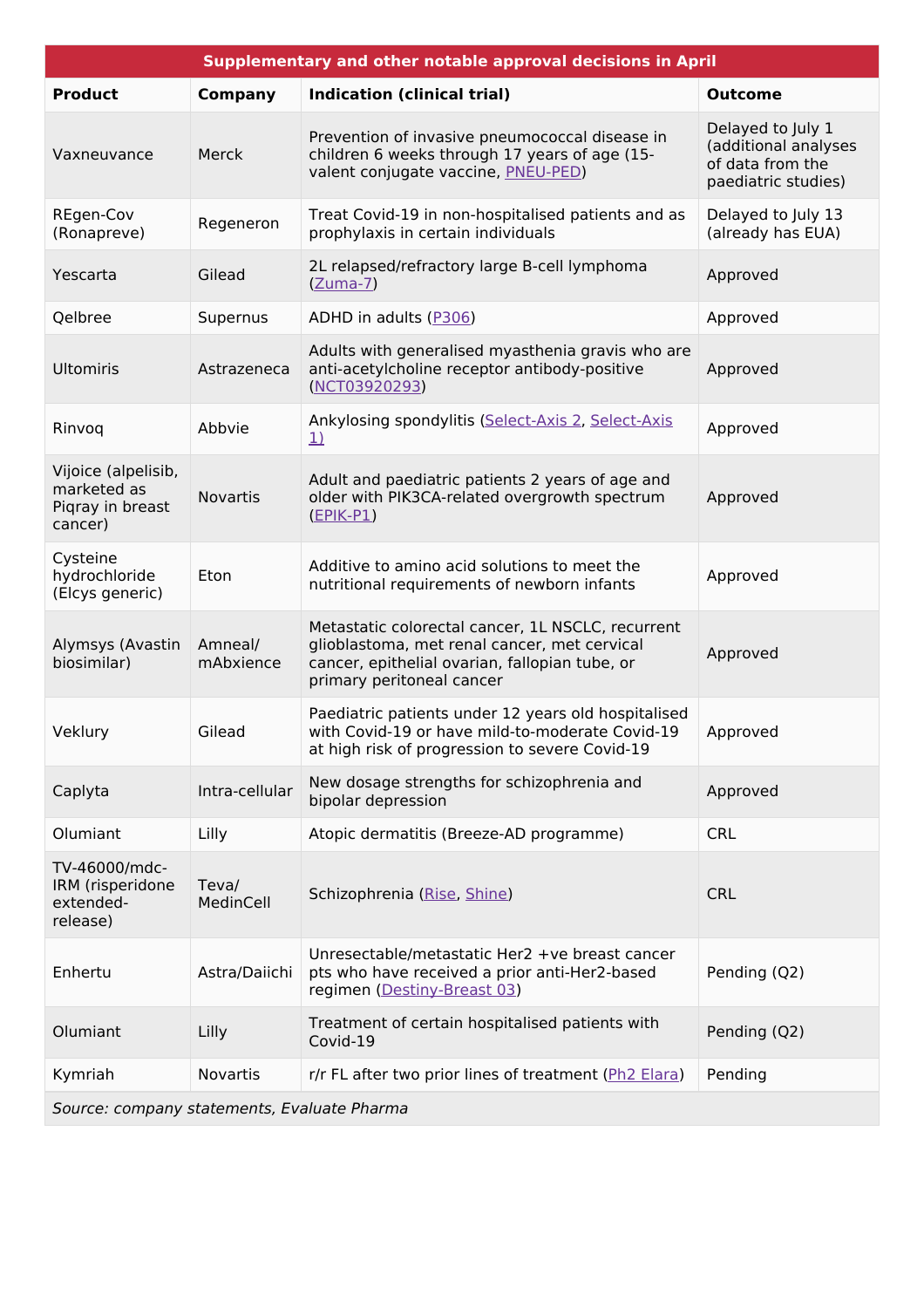| Supplementary and other notable approval decisions in April | | | |
|---|---|---|---|
| **Product** | **Company** | **Indication (clinical trial)** | **Outcome** |
| Vaxneuvance | Merck | Prevention of invasive pneumococcal disease in children 6 weeks through 17 years of age (15-valent conjugate vaccine, PNEU-PED) | Delayed to July 1 (additional analyses of data from the paediatric studies) |
| REgen-Cov (Ronapreve) | Regeneron | Treat Covid-19 in non-hospitalised patients and as prophylaxis in certain individuals | Delayed to July 13 (already has EUA) |
| Yescarta | Gilead | 2L relapsed/refractory large B-cell lymphoma (Zuma-7) | Approved |
| Qelbree | Supernus | ADHD in adults (P306) | Approved |
| Ultomiris | Astrazeneca | Adults with generalised myasthenia gravis who are anti-acetylcholine receptor antibody-positive (NCT03920293) | Approved |
| Rinvoq | Abbvie | Ankylosing spondylitis (Select-Axis 2, Select-Axis 1) | Approved |
| Vijoice (alpelisib, marketed as Piqray in breast cancer) | Novartis | Adult and paediatric patients 2 years of age and older with PIK3CA-related overgrowth spectrum (EPIK-P1) | Approved |
| Cysteine hydrochloride (Elcys generic) | Eton | Additive to amino acid solutions to meet the nutritional requirements of newborn infants | Approved |
| Alymsys (Avastin biosimilar) | Amneal/ mAbxience | Metastatic colorectal cancer, 1L NSCLC, recurrent glioblastoma, met renal cancer, met cervical cancer, epithelial ovarian, fallopian tube, or primary peritoneal cancer | Approved |
| Veklury | Gilead | Paediatric patients under 12 years old hospitalised with Covid-19 or have mild-to-moderate Covid-19 at high risk of progression to severe Covid-19 | Approved |
| Caplyta | Intra-cellular | New dosage strengths for schizophrenia and bipolar depression | Approved |
| Olumiant | Lilly | Atopic dermatitis (Breeze-AD programme) | CRL |
| TV-46000/mdc-IRM (risperidone extended-release) | Teva/ MedinCell | Schizophrenia (Rise, Shine) | CRL |
| Enhertu | Astra/Daiichi | Unresectable/metastatic Her2 +ve breast cancer pts who have received a prior anti-Her2-based regimen (Destiny-Breast 03) | Pending (Q2) |
| Olumiant | Lilly | Treatment of certain hospitalised patients with Covid-19 | Pending (Q2) |
| Kymriah | Novartis | r/r FL after two prior lines of treatment (Ph2 Elara) | Pending |

*Source: company statements, Evaluate Pharma*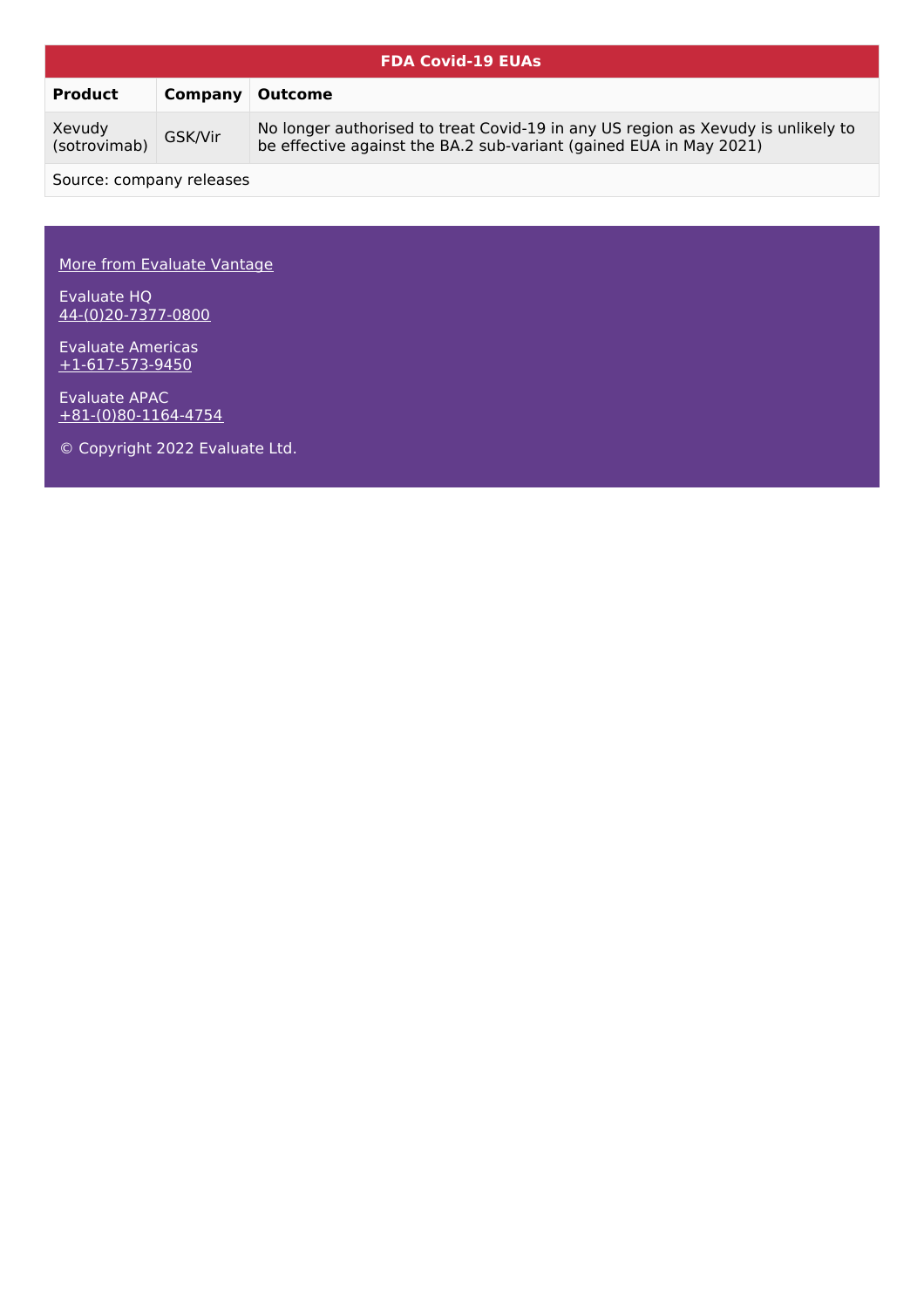| FDA Covid-19 EUAs | | |
|---|---|---|
| **Product** | **Company** | **Outcome** |
| Xevudy (sotrovimab) | GSK/Vir | No longer authorised to treat Covid-19 in any US region as Xevudy is unlikely to be effective against the BA.2 sub-variant (gained EUA in May 2021) |

Source: company releases

More from Evaluate Vantage

Evaluate HQ
44-(0)20-7377-0800

Evaluate Americas
+1-617-573-9450

Evaluate APAC
+81-(0)80-1164-4754

© Copyright 2022 Evaluate Ltd.